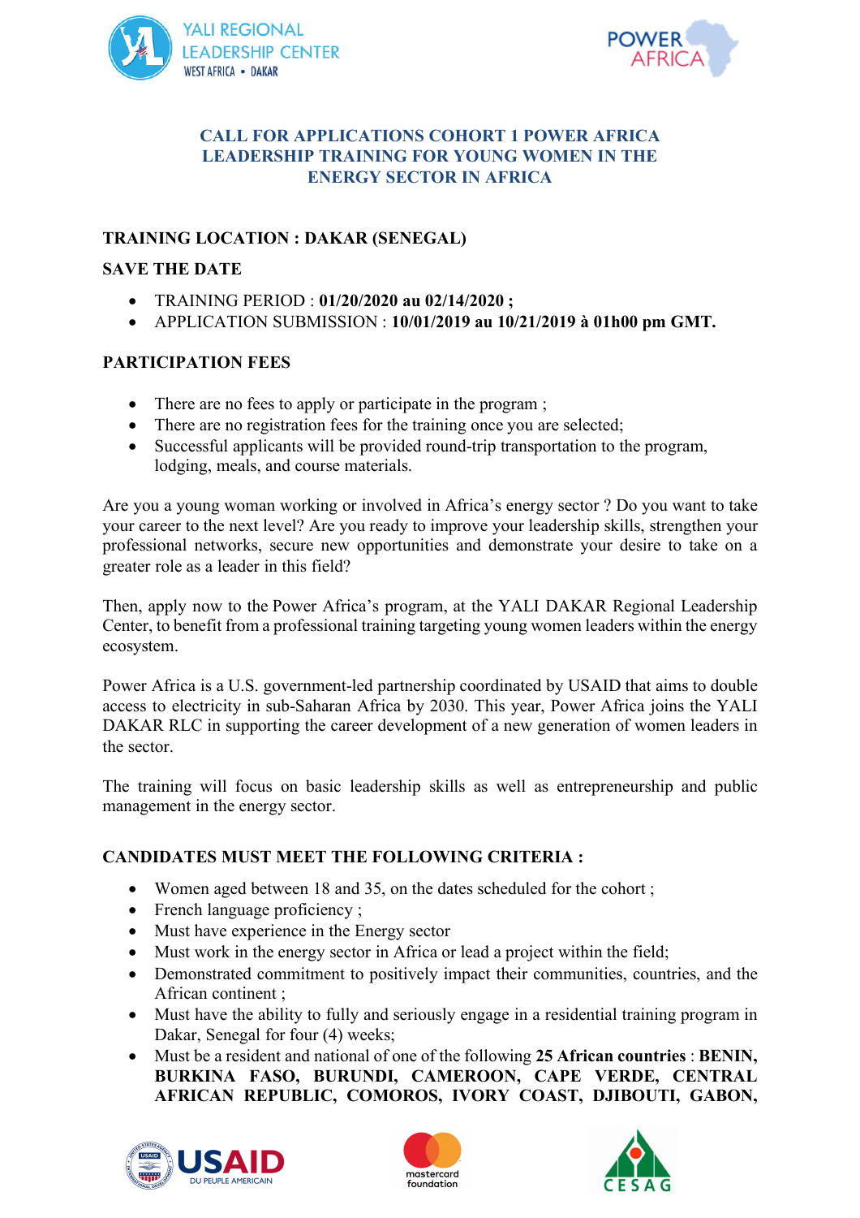# CALL FOR APPLICATIONS COHORT 1 POWER AFRICA LEADERSHIP TRAINING FOR YOUNG WOMEN IN THE ENERGY SECTOR IN AFRICA

**TRAINING LOCATION : DAKAR (SENEGAL)**

**SAVE THE DATE**

- TRAINING PERIOD : **01/20/2020 au 02/14/2020 ;**
- APPLICATION SUBMISSION : **10/01/2019 au 10/21/2019 à 01h00 pm GMT.**

**PARTICIPATION FEES**

- There are no fees to apply or participate in the program ;
- There are no registration fees for the training once you are selected;
- Successful applicants will be provided round-trip transportation to the program, lodging, meals, and course materials.

Are you a young woman working or involved in Africa's energy sector ? Do you want to take your career to the next level? Are you ready to improve your leadership skills, strengthen your professional networks, secure new opportunities and demonstrate your desire to take on a greater role as a leader in this field?

Then, apply now to the Power Africa's program, at the YALI DAKAR Regional Leadership Center, to benefit from a professional training targeting young women leaders within the energy ecosystem.

Power Africa is a U.S. government-led partnership coordinated by USAID that aims to double access to electricity in sub-Saharan Africa by 2030. This year, Power Africa joins the YALI DAKAR RLC in supporting the career development of a new generation of women leaders in the sector.

The training will focus on basic leadership skills as well as entrepreneurship and public management in the energy sector.

**CANDIDATES MUST MEET THE FOLLOWING CRITERIA :**

- Women aged between 18 and 35, on the dates scheduled for the cohort ;
- French language proficiency ;
- Must have experience in the Energy sector
- Must work in the energy sector in Africa or lead a project within the field;
- Demonstrated commitment to positively impact their communities, countries, and the African continent ;
- Must have the ability to fully and seriously engage in a residential training program in Dakar, Senegal for four (4) weeks;
- Must be a resident and national of one of the following **25 African countries** : **BENIN, BURKINA FASO, BURUNDI, CAMEROON, CAPE VERDE, CENTRAL AFRICAN REPUBLIC, COMOROS, IVORY COAST, DJIBOUTI, GABON,**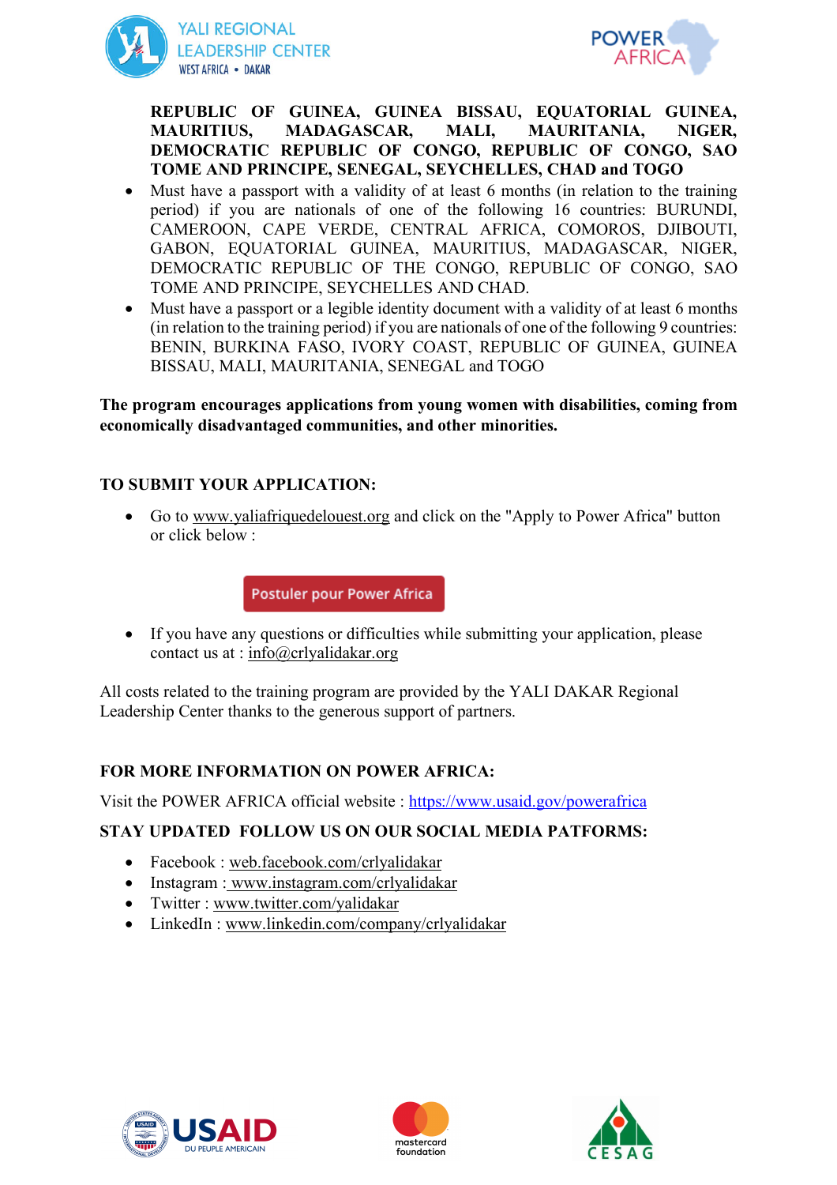**REPUBLIC OF GUINEA, GUINEA BISSAU, EQUATORIAL GUINEA, MAURITIUS, MADAGASCAR, MALI, MAURITANIA, NIGER, DEMOCRATIC REPUBLIC OF CONGO, REPUBLIC OF CONGO, SAO TOME AND PRINCIPE, SENEGAL, SEYCHELLES, CHAD and TOGO**

- Must have a passport with a validity of at least 6 months (in relation to the training period) if you are nationals of one of the following 16 countries: BURUNDI, CAMEROON, CAPE VERDE, CENTRAL AFRICA, COMOROS, DJIBOUTI, GABON, EQUATORIAL GUINEA, MAURITIUS, MADAGASCAR, NIGER, DEMOCRATIC REPUBLIC OF THE CONGO, REPUBLIC OF CONGO, SAO TOME AND PRINCIPE, SEYCHELLES AND CHAD.
- Must have a passport or a legible identity document with a validity of at least 6 months (in relation to the training period) if you are nationals of one of the following 9 countries: BENIN, BURKINA FASO, IVORY COAST, REPUBLIC OF GUINEA, GUINEA BISSAU, MALI, MAURITANIA, SENEGAL and TOGO

**The program encourages applications from young women with disabilities, coming from economically disadvantaged communities, and other minorities.**

**TO SUBMIT YOUR APPLICATION:**

- Go to www.yaliafriquedelouest.org and click on the "Apply to Power Africa" button or click below :

Postuler pour Power Africa

- If you have any questions or difficulties while submitting your application, please contact us at : info@crlyalidakar.org

All costs related to the training program are provided by the YALI DAKAR Regional Leadership Center thanks to the generous support of partners.

**FOR MORE INFORMATION ON POWER AFRICA:**

Visit the POWER AFRICA official website : https://www.usaid.gov/powerafrica

**STAY UPDATED FOLLOW US ON OUR SOCIAL MEDIA PATFORMS:**

- Facebook : web.facebook.com/crlyalidakar
- Instagram : www.instagram.com/crlyalidakar
- Twitter : www.twitter.com/yalidakar
- LinkedIn : www.linkedin.com/company/crlyalidakar